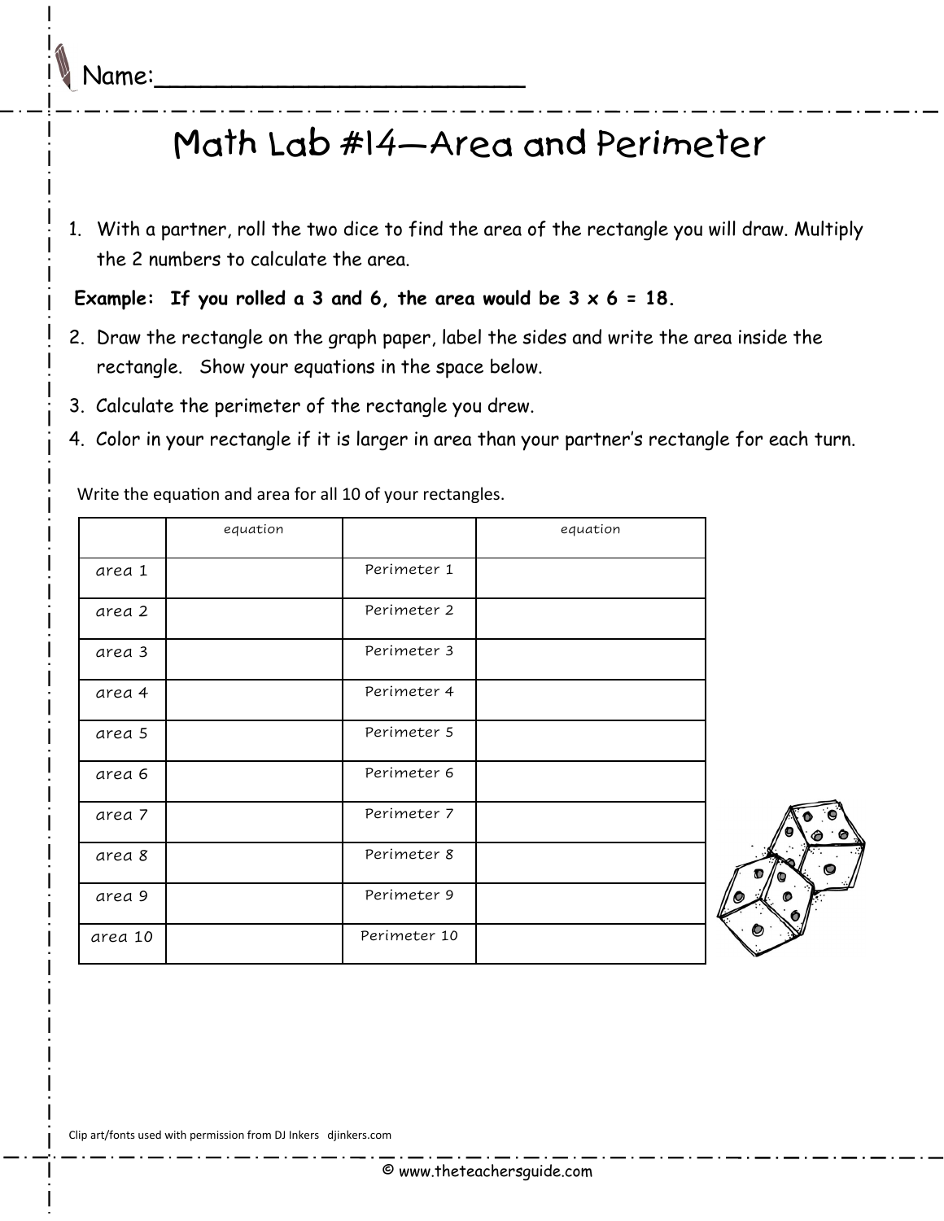Name:\_\_\_\_\_\_\_\_\_\_\_\_\_\_\_\_\_\_\_\_\_\_\_\_\_\_

# Math Lab #14—Area and Perimeter

1. With a partner, roll the two dice to find the area of the rectangle you will draw. Multiply the 2 numbers to calculate the area.

**Example: If you rolled a 3 and 6, the area would be 3 x 6 = 18.**

2. Draw the rectangle on the graph paper, label the sides and write the area inside the rectangle. Show your equations in the space below.
3. Calculate the perimeter of the rectangle you drew.
4. Color in your rectangle if it is larger in area than your partner's rectangle for each turn.

Write the equation and area for all 10 of your rectangles.

| | equation | | equation |
|---|---|---|---|
| area 1 | | Perimeter 1 | |
| area 2 | | Perimeter 2 | |
| area 3 | | Perimeter 3 | |
| area 4 | | Perimeter 4 | |
| area 5 | | Perimeter 5 | |
| area 6 | | Perimeter 6 | |
| area 7 | | Perimeter 7 | |
| area 8 | | Perimeter 8 | |
| area 9 | | Perimeter 9 | |
| area 10 | | Perimeter 10 | |

Clip art/fonts used with permission from DJ Inkers djinkers.com

© www.theteachersguide.com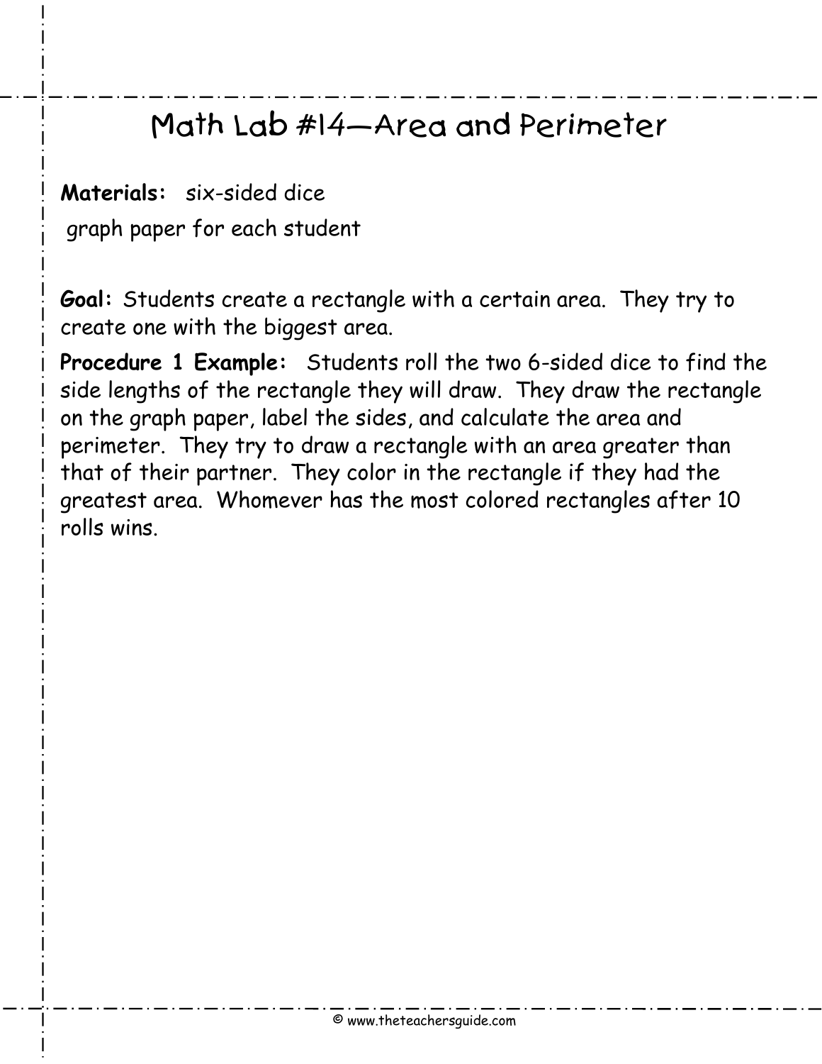# Math Lab #14—Area and Perimeter

**Materials:** six-sided dice

graph paper for each student

**Goal:** Students create a rectangle with a certain area. They try to create one with the biggest area.

**Procedure 1 Example:** Students roll the two 6-sided dice to find the side lengths of the rectangle they will draw. They draw the rectangle on the graph paper, label the sides, and calculate the area and perimeter. They try to draw a rectangle with an area greater than that of their partner. They color in the rectangle if they had the greatest area. Whomever has the most colored rectangles after 10 rolls wins.